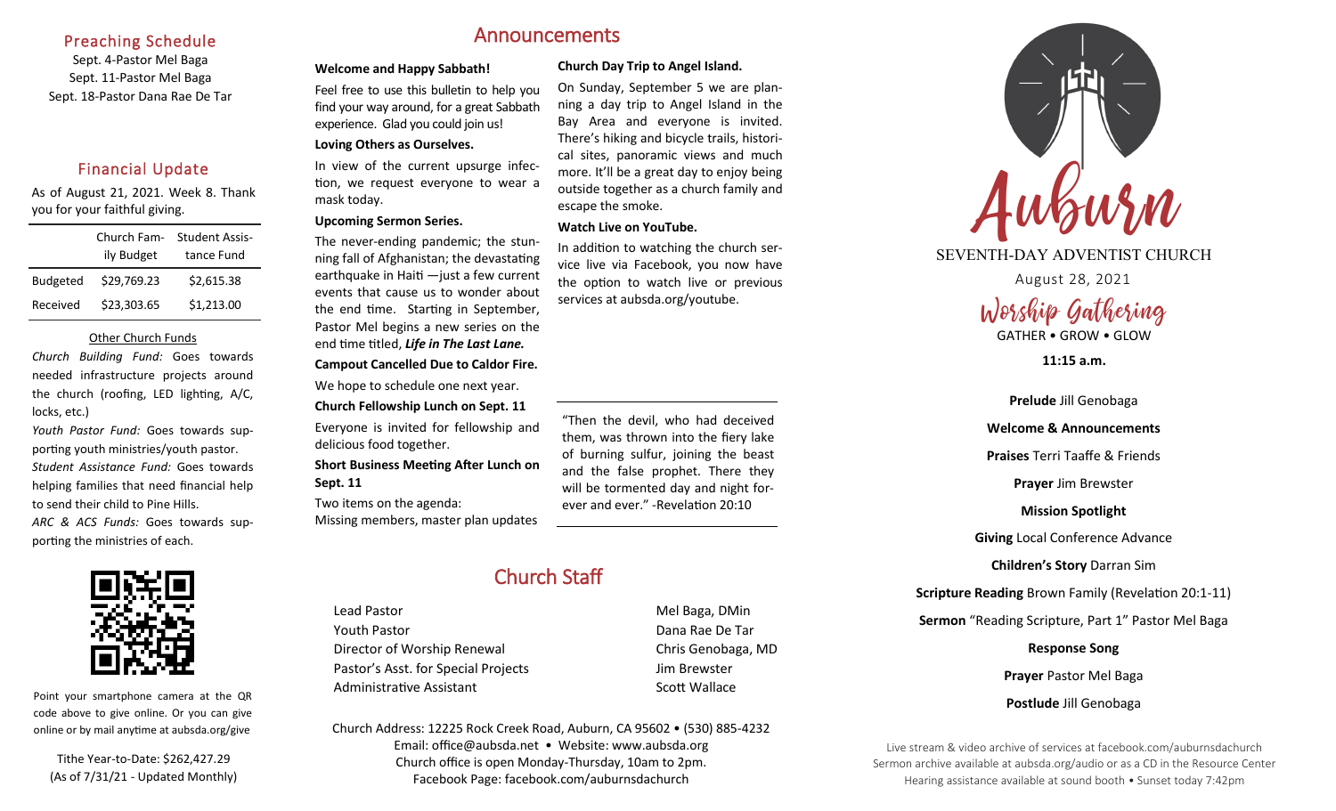## Preaching Schedule

Sept. 4-Pastor Mel Baga
Sept. 11-Pastor Mel Baga
Sept. 18-Pastor Dana Rae De Tar

## Financial Update

As of August 21, 2021. Week 8. Thank you for your faithful giving.

| | Church Family Budget | Student Assistance Fund |
|---|---|---|
| Budgeted | $29,769.23 | $2,615.38 |
| Received | $23,303.65 | $1,213.00 |

Other Church Funds

*Church Building Fund:* Goes towards needed infrastructure projects around the church (roofing, LED lighting, A/C, locks, etc.)

*Youth Pastor Fund:* Goes towards supporting youth ministries/youth pastor.

*Student Assistance Fund:* Goes towards helping families that need financial help to send their child to Pine Hills.

*ARC & ACS Funds:* Goes towards supporting the ministries of each.

Point your smartphone camera at the QR code above to give online. Or you can give online or by mail anytime at aubsda.org/give

Tithe Year-to-Date: $262,427.29
(As of 7/31/21 - Updated Monthly)

# Announcements

**Welcome and Happy Sabbath!**

Feel free to use this bulletin to help you find your way around, for a great Sabbath experience. Glad you could join us!

**Loving Others as Ourselves.**

In view of the current upsurge infection, we request everyone to wear a mask today.

**Upcoming Sermon Series.**

The never-ending pandemic; the stunning fall of Afghanistan; the devastating earthquake in Haiti —just a few current events that cause us to wonder about the end time. Starting in September, Pastor Mel begins a new series on the end time titled, ***Life in The Last Lane.***

**Campout Cancelled Due to Caldor Fire.**

We hope to schedule one next year.

**Church Fellowship Lunch on Sept. 11**

Everyone is invited for fellowship and delicious food together.

**Short Business Meeting After Lunch on Sept. 11**

Two items on the agenda:
Missing members, master plan updates

**Church Day Trip to Angel Island.**

On Sunday, September 5 we are planning a day trip to Angel Island in the Bay Area and everyone is invited. There's hiking and bicycle trails, historical sites, panoramic views and much more. It'll be a great day to enjoy being outside together as a church family and escape the smoke.

**Watch Live on YouTube.**

In addition to watching the church service live via Facebook, you now have the option to watch live or previous services at aubsda.org/youtube.

"Then the devil, who had deceived them, was thrown into the fiery lake of burning sulfur, joining the beast and the false prophet. There they will be tormented day and night forever and ever." -Revelation 20:10

## Church Staff

| | |
|---|---|
| Lead Pastor | Mel Baga, DMin |
| Youth Pastor | Dana Rae De Tar |
| Director of Worship Renewal | Chris Genobaga, MD |
| Pastor's Asst. for Special Projects | Jim Brewster |
| Administrative Assistant | Scott Wallace |

Church Address: 12225 Rock Creek Road, Auburn, CA 95602 • (530) 885-4232
Email: office@aubsda.net • Website: www.aubsda.org
Church office is open Monday-Thursday, 10am to 2pm.
Facebook Page: facebook.com/auburnsdachurch

# Auburn

SEVENTH-DAY ADVENTIST CHURCH

August 28, 2021

## Worship Gathering

GATHER • GROW • GLOW

**11:15 a.m.**

**Prelude** Jill Genobaga

**Welcome & Announcements**

**Praises** Terri Taaffe & Friends

**Prayer** Jim Brewster

**Mission Spotlight**

**Giving** Local Conference Advance

**Children's Story** Darran Sim

**Scripture Reading** Brown Family (Revelation 20:1-11)

**Sermon** "Reading Scripture, Part 1" Pastor Mel Baga

**Response Song**

**Prayer** Pastor Mel Baga

**Postlude** Jill Genobaga

Live stream & video archive of services at facebook.com/auburnsdachurch
Sermon archive available at aubsda.org/audio or as a CD in the Resource Center
Hearing assistance available at sound booth • Sunset today 7:42pm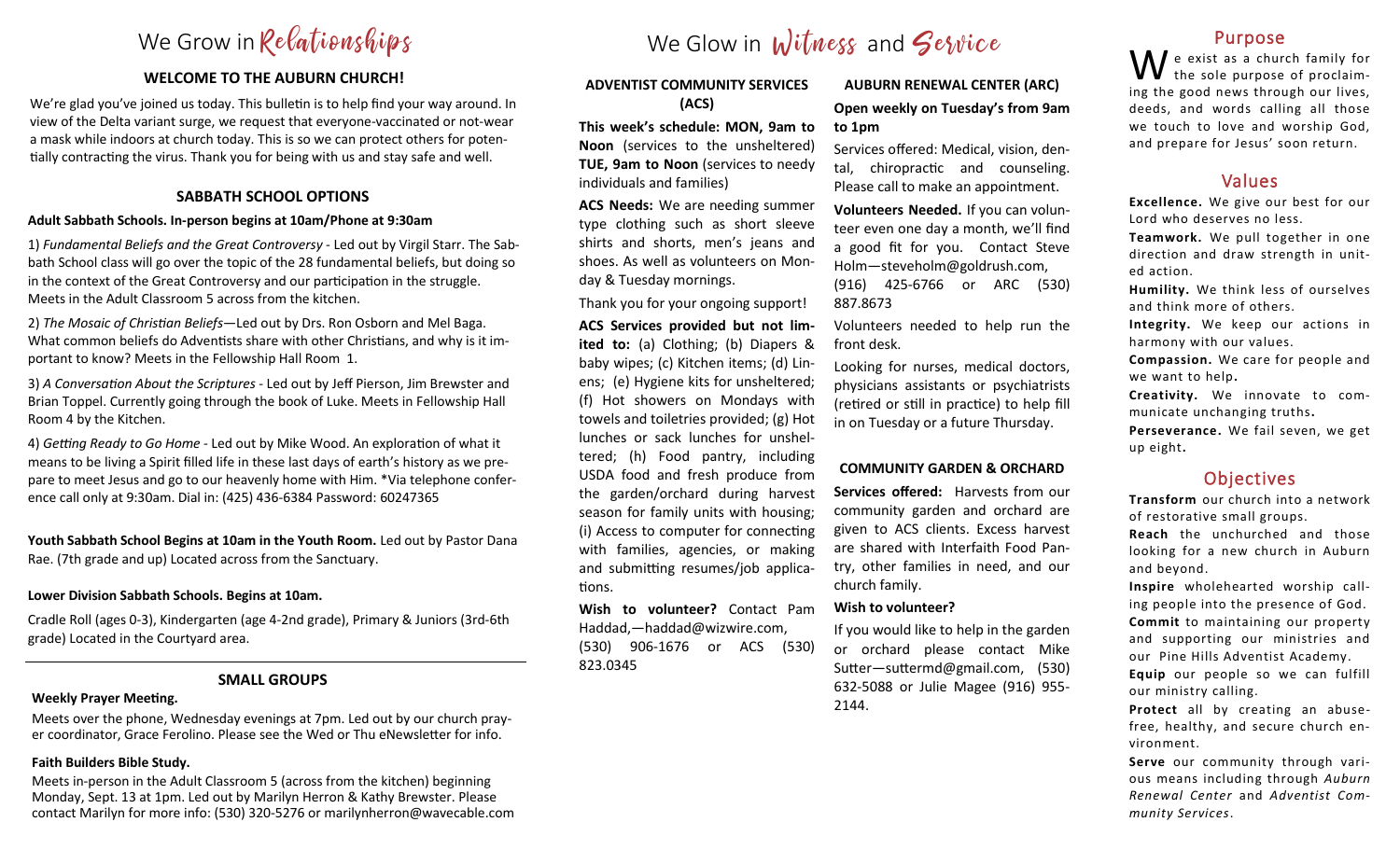# We Grow in Relationships

### WELCOME TO THE AUBURN CHURCH!

We're glad you've joined us today. This bulletin is to help find your way around. In view of the Delta variant surge, we request that everyone-vaccinated or not-wear a mask while indoors at church today. This is so we can protect others for potentially contracting the virus. Thank you for being with us and stay safe and well.

### SABBATH SCHOOL OPTIONS

**Adult Sabbath Schools. In-person begins at 10am/Phone at 9:30am**

1) *Fundamental Beliefs and the Great Controversy* - Led out by Virgil Starr. The Sabbath School class will go over the topic of the 28 fundamental beliefs, but doing so in the context of the Great Controversy and our participation in the struggle. Meets in the Adult Classroom 5 across from the kitchen.

2) *The Mosaic of Christian Beliefs*—Led out by Drs. Ron Osborn and Mel Baga. What common beliefs do Adventists share with other Christians, and why is it important to know? Meets in the Fellowship Hall Room 1.

3) *A Conversation About the Scriptures* - Led out by Jeff Pierson, Jim Brewster and Brian Toppel. Currently going through the book of Luke. Meets in Fellowship Hall Room 4 by the Kitchen.

4) *Getting Ready to Go Home* - Led out by Mike Wood. An exploration of what it means to be living a Spirit filled life in these last days of earth's history as we prepare to meet Jesus and go to our heavenly home with Him. *Via telephone conference call only at 9:30am. Dial in: (425) 436-6384 Password: 60247365

**Youth Sabbath School Begins at 10am in the Youth Room.** Led out by Pastor Dana Rae. (7th grade and up) Located across from the Sanctuary.

**Lower Division Sabbath Schools. Begins at 10am.**

Cradle Roll (ages 0-3), Kindergarten (age 4-2nd grade), Primary & Juniors (3rd-6th grade) Located in the Courtyard area.

### SMALL GROUPS

**Weekly Prayer Meeting.**

Meets over the phone, Wednesday evenings at 7pm. Led out by our church prayer coordinator, Grace Ferolino. Please see the Wed or Thu eNewsletter for info.

**Faith Builders Bible Study.**

Meets in-person in the Adult Classroom 5 (across from the kitchen) beginning Monday, Sept. 13 at 1pm. Led out by Marilyn Herron & Kathy Brewster. Please contact Marilyn for more info: (530) 320-5276 or marilynherron@wavecable.com

# We Glow in Witness and Service

### ADVENTIST COMMUNITY SERVICES (ACS)

**This week's schedule: MON, 9am to Noon** (services to the unsheltered) **TUE, 9am to Noon** (services to needy individuals and families)

**ACS Needs:** We are needing summer type clothing such as short sleeve shirts and shorts, men's jeans and shoes. As well as volunteers on Monday & Tuesday mornings.

Thank you for your ongoing support!

**ACS Services provided but not limited to:** (a) Clothing; (b) Diapers & baby wipes; (c) Kitchen items; (d) Linens; (e) Hygiene kits for unsheltered; (f) Hot showers on Mondays with towels and toiletries provided; (g) Hot lunches or sack lunches for unsheltered; (h) Food pantry, including USDA food and fresh produce from the garden/orchard during harvest season for family units with housing; (i) Access to computer for connecting with families, agencies, or making and submitting resumes/job applications.

**Wish to volunteer?** Contact Pam Haddad,—haddad@wizwire.com, (530) 906-1676 or ACS (530) 823.0345

### AUBURN RENEWAL CENTER (ARC)

**Open weekly on Tuesday's from 9am to 1pm**

Services offered: Medical, vision, dental, chiropractic and counseling. Please call to make an appointment.

**Volunteers Needed.** If you can volunteer even one day a month, we'll find a good fit for you. Contact Steve Holm—steveholm@goldrush.com, (916) 425-6766 or ARC (530) 887.8673

Volunteers needed to help run the front desk.

Looking for nurses, medical doctors, physicians assistants or psychiatrists (retired or still in practice) to help fill in on Tuesday or a future Thursday.

### COMMUNITY GARDEN & ORCHARD

**Services offered:** Harvests from our community garden and orchard are given to ACS clients. Excess harvest are shared with Interfaith Food Pantry, other families in need, and our church family.

**Wish to volunteer?**

If you would like to help in the garden or orchard please contact Mike Sutter—suttermd@gmail.com, (530) 632-5088 or Julie Magee (916) 955-2144.

## Purpose

We exist as a church family for the sole purpose of proclaiming the good news through our lives, deeds, and words calling all those we touch to love and worship God, and prepare for Jesus' soon return.

## Values

**Excellence.** We give our best for our Lord who deserves no less.

**Teamwork.** We pull together in one direction and draw strength in united action.

**Humility.** We think less of ourselves and think more of others.

**Integrity.** We keep our actions in harmony with our values.

**Compassion.** We care for people and we want to help.

**Creativity.** We innovate to communicate unchanging truths.

**Perseverance.** We fail seven, we get up eight.

## Objectives

**Transform** our church into a network of restorative small groups.

**Reach** the unchurched and those looking for a new church in Auburn and beyond.

**Inspire** wholehearted worship calling people into the presence of God.

**Commit** to maintaining our property and supporting our ministries and our Pine Hills Adventist Academy.

**Equip** our people so we can fulfill our ministry calling.

**Protect** all by creating an abuse-free, healthy, and secure church environment.

**Serve** our community through various means including through *Auburn Renewal Center* and *Adventist Community Services*.